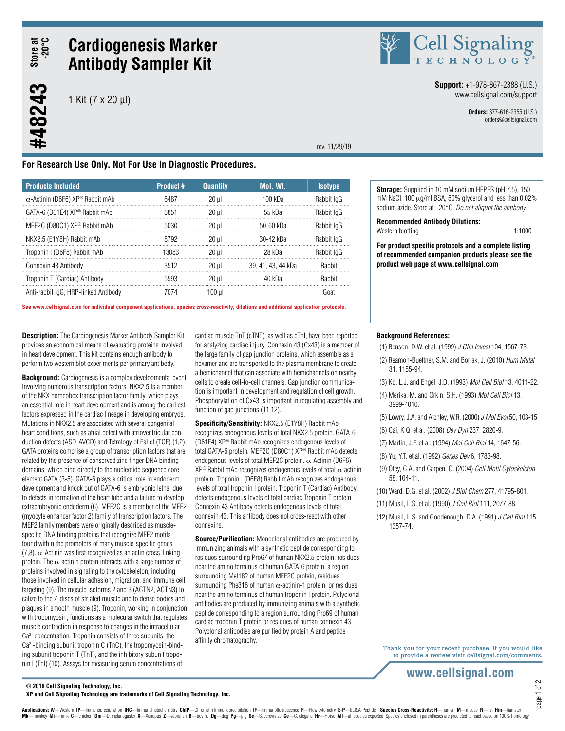# Cardiogenesis Marker Antibody Sampler Kit

**#48243** — Store at -20°C

1 Kit (7 x 20 µl)

**Support:** +1-978-867-2388 (U.S.)
www.cellsignal.com/support

**Orders:** 877-616-2355 (U.S.)
orders@cellsignal.com

rev. 11/29/19

**For Research Use Only. Not For Use In Diagnostic Procedures.**

| Products Included | Product # | Quantity | Mol. Wt. | Isotype |
|---|---|---|---|---|
| α-Actinin (D6F6) XP® Rabbit mAb | 6487 | 20 µl | 100 kDa | Rabbit IgG |
| GATA-6 (D61E4) XP® Rabbit mAb | 5851 | 20 µl | 55 kDa | Rabbit IgG |
| MEF2C (D80C1) XP® Rabbit mAb | 5030 | 20 µl | 50-60 kDa | Rabbit IgG |
| NKX2.5 (E1Y8H) Rabbit mAb | 8792 | 20 µl | 30-42 kDa | Rabbit IgG |
| Troponin I (D6F8) Rabbit mAb | 13083 | 20 µl | 28 kDa | Rabbit IgG |
| Connexin 43 Antibody | 3512 | 20 µl | 39, 41, 43, 44 kDa | Rabbit |
| Troponin T (Cardiac) Antibody | 5593 | 20 µl | 40 kDa | Rabbit |
| Anti-rabbit IgG, HRP-linked Antibody | 7074 | 100 µl | | Goat |

See www.cellsignal.com for individual component applications, species cross-reactivity, dilutions and additional application protocols.

**Storage:** Supplied in 10 mM sodium HEPES (pH 7.5), 150 mM NaCl, 100 µg/ml BSA, 50% glycerol and less than 0.02% sodium azide. Store at –20°C. *Do not aliquot the antibody.*

**Recommended Antibody Dilutions:**
Western blotting 1:1000

**For product specific protocols and a complete listing of recommended companion products please see the product web page at www.cellsignal.com**

**Description:** The Cardiogenesis Marker Antibody Sampler Kit provides an economical means of evaluating proteins involved in heart development. This kit contains enough antibody to perform two western blot experiments per primary antibody.

**Background:** Cardiogenesis is a complex developmental event involving numerous transcription factors. NKX2.5 is a member of the NKX homeobox transcription factor family, which plays an essential role in heart development and is among the earliest factors expressed in the cardiac lineage in developing embryos. Mutations in NKX2.5 are associated with several congenital heart conditions, such as atrial defect with atrioventricular conduction defects (ASD-AVCD) and Tetralogy of Fallot (TOF) (1,2). GATA proteins comprise a group of transcription factors that are related by the presence of conserved zinc finger DNA binding domains, which bind directly to the nucleotide sequence core element GATA (3-5). GATA-6 plays a critical role in endoderm development and knock out of GATA-6 is embryonic lethal due to defects in formation of the heart tube and a failure to develop extraembryonic endoderm (6). MEF2C is a member of the MEF2 (myocyte enhancer factor 2) family of transcription factors. The MEF2 family members were originally described as muscle-specific DNA binding proteins that recognize MEF2 motifs found within the promoters of many muscle-specific genes (7,8). α-Actinin was first recognized as an actin cross-linking protein. The α-actinin protein interacts with a large number of proteins involved in signaling to the cytoskeleton, including those involved in cellular adhesion, migration, and immune cell targeting (9). The muscle isoforms 2 and 3 (ACTN2, ACTN3) localize to the Z-discs of striated muscle and to dense bodies and plaques in smooth muscle (9). Troponin, working in conjunction with tropomyosin, functions as a molecular switch that regulates muscle contraction in response to changes in the intracellular $Ca^{2+}$ concentration. Troponin consists of three subunits: the $Ca^{2+}$-binding subunit troponin C (TnC), the tropomyosin-binding subunit troponin T (TnT), and the inhibitory subunit troponin I (TnI) (10). Assays for measuring serum concentrations of cardiac muscle TnT (cTNT), as well as cTnI, have been reported for analyzing cardiac injury. Connexin 43 (Cx43) is a member of the large family of gap junction proteins, which assemble as a hexamer and are transported to the plasma membrane to create a hemichannel that can associate with hemichannels on nearby cells to create cell-to-cell channels. Gap junction communication is important in development and regulation of cell growth. Phosphorylation of Cx43 is important in regulating assembly and function of gap junctions (11,12).

**Specificity/Sensitivity:** NKX2.5 (E1Y8H) Rabbit mAb recognizes endogenous levels of total NKX2.5 protein. GATA-6 (D61E4) XP® Rabbit mAb recognizes endogenous levels of total GATA-6 protein. MEF2C (D80C1) XP® Rabbit mAb detects endogenous levels of total MEF2C protein. α-Actinin (D6F6) XP® Rabbit mAb recognizes endogenous levels of total α-actinin protein. Troponin I (D6F8) Rabbit mAb recognizes endogenous levels of total troponin I protein. Troponin T (Cardiac) Antibody detects endogenous levels of total cardiac Troponin T protein. Connexin 43 Antibody detects endogenous levels of total connexin 43. This antibody does not cross-react with other connexins.

**Source/Purification:** Monoclonal antibodies are produced by immunizing animals with a synthetic peptide corresponding to residues surrounding Pro67 of human NKX2.5 protein, residues near the amino terminus of human GATA-6 protein, a region surrounding Met182 of human MEF2C protein, residues surrounding Phe316 of human α-actinin-1 protein, or residues near the amino terminus of human troponin I protein. Polyclonal antibodies are produced by immunizing animals with a synthetic peptide corresponding to a region surrounding Pro69 of human cardiac troponin T protein or residues of human connexin 43. Polyclonal antibodies are purified by protein A and peptide affinity chromatography.

**Background References:**

(1) Benson, D.W. et al. (1999) *J Clin Invest* 104, 1567-73.
(2) Reamon-Buettner, S.M. and Borlak, J. (2010) *Hum Mutat* 31, 1185-94.
(3) Ko, L.J. and Engel, J.D. (1993) *Mol Cell Biol* 13, 4011-22.
(4) Merika, M. and Orkin, S.H. (1993) *Mol Cell Biol* 13, 3999-4010.
(5) Lowry, J.A. and Atchley, W.R. (2000) *J Mol Evol* 50, 103-15.
(6) Cai, K.Q. et al. (2008) *Dev Dyn* 237, 2820-9.
(7) Martin, J.F. et al. (1994) *Mol Cell Biol* 14, 1647-56.
(8) Yu, Y.T. et al. (1992) *Genes Dev* 6, 1783-98.
(9) Otey, C.A. and Carpen, O. (2004) *Cell Motil Cytoskeleton* 58, 104-11.
(10) Ward, D.G. et al. (2002) *J Biol Chem* 277, 41795-801.
(11) Musil, L.S. et al. (1990) *J Cell Biol* 111, 2077-88.
(12) Musil, L.S. and Goodenough, D.A. (1991) *J Cell Biol* 115, 1357-74.

Thank you for your recent purchase. If you would like to provide a review visit cellsignal.com/comments.

**www.cellsignal.com**

**© 2016 Cell Signaling Technology, Inc.**
**XP and Cell Signaling Technology are trademarks of Cell Signaling Technology, Inc.**

**Applications: W**—Western **IP**—Immunoprecipitation **IHC**—Immunohistochemistry **ChIP**—Chromatin Immunoprecipitation **IF**—Immunofluorescence **F**—Flow cytometry **E-P**—ELISA-Peptide **Species Cross-Reactivity: H**—human **M**—mouse **R**—rat **Hm**—hamster **Mk**—monkey **Mi**—mink **C**—chicken **Dm**—D. melanogaster **X**—Xenopus **Z**—zebrafish **B**—bovine **Dg**—dog **Pg**—pig **Sc**—S. cerevisiae **Ce**—C. elegans **Hr**—Horse **All**—all species expected Species enclosed in parentheses are predicted to react based on 100% homology.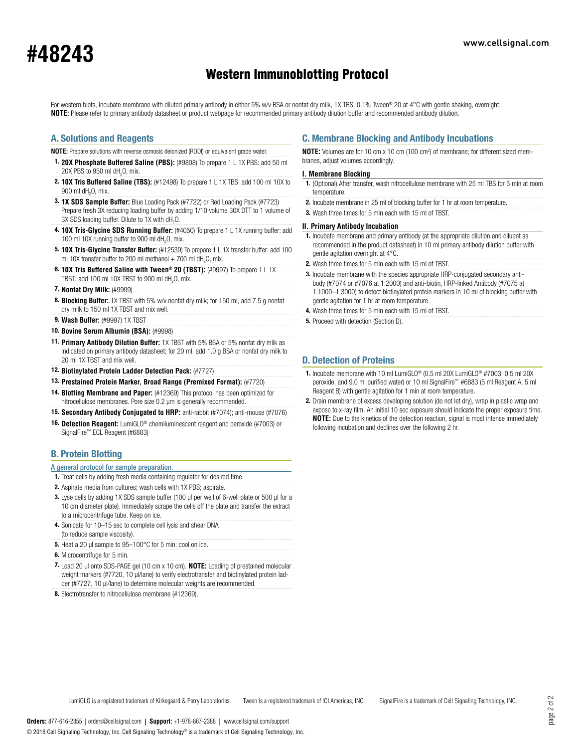# #48243

## Western Immunoblotting Protocol

For western blots, incubate membrane with diluted primary antibody in either 5% w/v BSA or nonfat dry milk, 1X TBS, 0.1% Tween® 20 at 4°C with gentle shaking, overnight.
**NOTE:** Please refer to primary antibody datasheet or product webpage for recommended primary antibody dilution buffer and recommended antibody dilution.

### A. Solutions and Reagents

**NOTE:** Prepare solutions with reverse osmosis deionized (RODI) or equivalent grade water.

1. **20X Phosphate Buffered Saline (PBS):** (#9808) To prepare 1 L 1X PBS: add 50 ml 20X PBS to 950 ml $dH_2O$, mix.
2. **10X Tris Buffered Saline (TBS):** (#12498) To prepare 1 L 1X TBS: add 100 ml 10X to 900 ml $dH_2O$, mix.
3. **1X SDS Sample Buffer:** Blue Loading Pack (#7722) or Red Loading Pack (#7723) Prepare fresh 3X reducing loading buffer by adding 1/10 volume 30X DTT to 1 volume of 3X SDS loading buffer. Dilute to 1X with $dH_2O$.
4. **10X Tris-Glycine SDS Running Buffer:** (#4050) To prepare 1 L 1X running buffer: add 100 ml 10X running buffer to 900 ml $dH_2O$, mix.
5. **10X Tris-Glycine Transfer Buffer:** (#12539) To prepare 1 L 1X transfer buffer: add 100 ml 10X transfer buffer to 200 ml methanol + 700 ml $dH_2O$, mix.
6. **10X Tris Buffered Saline with Tween® 20 (TBST):** (#9997) To prepare 1 L 1X TBST: add 100 ml 10X TBST to 900 ml $dH_2O$, mix.
7. **Nonfat Dry Milk:** (#9999)
8. **Blocking Buffer:** 1X TBST with 5% w/v nonfat dry milk; for 150 ml, add 7.5 g nonfat dry milk to 150 ml 1X TBST and mix well.
9. **Wash Buffer:** (#9997) 1X TBST
10. **Bovine Serum Albumin (BSA):** (#9998)
11. **Primary Antibody Dilution Buffer:** 1X TBST with 5% BSA or 5% nonfat dry milk as indicated on primary antibody datasheet; for 20 ml, add 1.0 g BSA or nonfat dry milk to 20 ml 1X TBST and mix well.
12. **Biotinylated Protein Ladder Detection Pack:** (#7727)
13. **Prestained Protein Marker, Broad Range (Premixed Format):** (#7720)
14. **Blotting Membrane and Paper:** (#12369) This protocol has been optimized for nitrocellulose membranes. Pore size 0.2 µm is generally recommended.
15. **Secondary Antibody Conjugated to HRP:** anti-rabbit (#7074); anti-mouse (#7076)
16. **Detection Reagent:** LumiGLO® chemiluminescent reagent and peroxide (#7003) or SignalFire™ ECL Reagent (#6883)

### B. Protein Blotting

A general protocol for sample preparation.

1. Treat cells by adding fresh media containing regulator for desired time.
2. Aspirate media from cultures; wash cells with 1X PBS; aspirate.
3. Lyse cells by adding 1X SDS sample buffer (100 µl per well of 6-well plate or 500 µl for a 10 cm diameter plate). Immediately scrape the cells off the plate and transfer the extract to a microcentrifuge tube. Keep on ice.
4. Sonicate for 10–15 sec to complete cell lysis and shear DNA (to reduce sample viscosity).
5. Heat a 20 µl sample to 95–100°C for 5 min; cool on ice.
6. Microcentrifuge for 5 min.
7. Load 20 µl onto SDS-PAGE gel (10 cm x 10 cm). **NOTE:** Loading of prestained molecular weight markers (#7720, 10 µl/lane) to verify electrotransfer and biotinylated protein ladder (#7727, 10 µl/lane) to determine molecular weights are recommended.
8. Electrotransfer to nitrocellulose membrane (#12369).

### C. Membrane Blocking and Antibody Incubations

**NOTE:** Volumes are for 10 cm x 10 cm (100 $cm^2$) of membrane; for different sized membranes, adjust volumes accordingly.

#### I. Membrane Blocking

1. (Optional) After transfer, wash nitrocellulose membrane with 25 ml TBS for 5 min at room temperature.
2. Incubate membrane in 25 ml of blocking buffer for 1 hr at room temperature.
3. Wash three times for 5 min each with 15 ml of TBST.

#### II. Primary Antibody Incubation

1. Incubate membrane and primary antibody (at the appropriate dilution and diluent as recommended in the product datasheet) in 10 ml primary antibody dilution buffer with gentle agitation overnight at 4°C.
2. Wash three times for 5 min each with 15 ml of TBST.
3. Incubate membrane with the species appropriate HRP-conjugated secondary antibody (#7074 or #7076 at 1:2000) and anti-biotin, HRP-linked Antibody (#7075 at 1:1000–1:3000) to detect biotinylated protein markers in 10 ml of blocking buffer with gentle agitation for 1 hr at room temperature.
4. Wash three times for 5 min each with 15 ml of TBST.
5. Proceed with detection (Section D).

### D. Detection of Proteins

1. Incubate membrane with 10 ml LumiGLO® (0.5 ml 20X LumiGLO® #7003, 0.5 ml 20X peroxide, and 9.0 ml purified water) or 10 ml SignalFire™ #6883 (5 ml Reagent A, 5 ml Reagent B) with gentle agitation for 1 min at room temperature.
2. Drain membrane of excess developing solution (do not let dry), wrap in plastic wrap and expose to x-ray film. An initial 10 sec exposure should indicate the proper exposure time. **NOTE:** Due to the kinetics of the detection reaction, signal is most intense immediately following incubation and declines over the following 2 hr.

LumiGLO is a registered trademark of Kirkegaard & Perry Laboratories. Tween is a registered trademark of ICI Americas, INC. SignalFire is a trademark of Cell Signaling Technology, INC.

**Orders:** 877-616-2355 | orders@cellsignal.com | **Support:** +1-978-867-2388 | www.cellsignal.com/support

© 2016 Cell Signaling Technology, Inc. Cell Signaling Technology® is a trademark of Cell Signaling Technology, Inc.